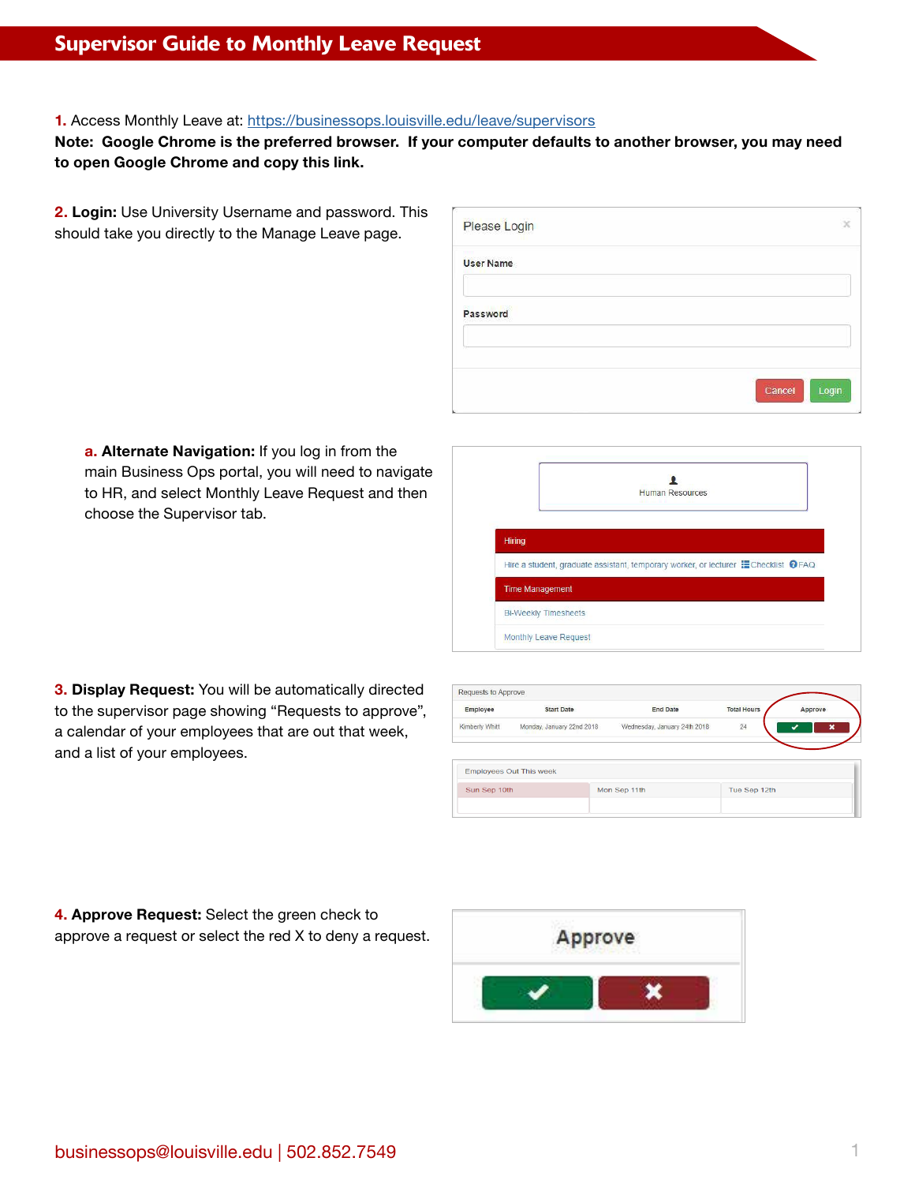# Supervisor Guide to Monthly Leave Request

**1.** Access Monthly Leave at: https://businessops.louisville.edu/leave/supervisors

**Note: Google Chrome is the preferred browser. If your computer defaults to another browser, you may need to open Google Chrome and copy this link.**

**2. Login:** Use University Username and password. This should take you directly to the Manage Leave page.

**a. Alternate Navigation:** If you log in from the main Business Ops portal, you will need to navigate to HR, and select Monthly Leave Request and then choose the Supervisor tab.

**3. Display Request:** You will be automatically directed to the supervisor page showing "Requests to approve", a calendar of your employees that are out that week, and a list of your employees.

**4. Approve Request:** Select the green check to approve a request or select the red X to deny a request.

businessops@louisville.edu | 502.852.7549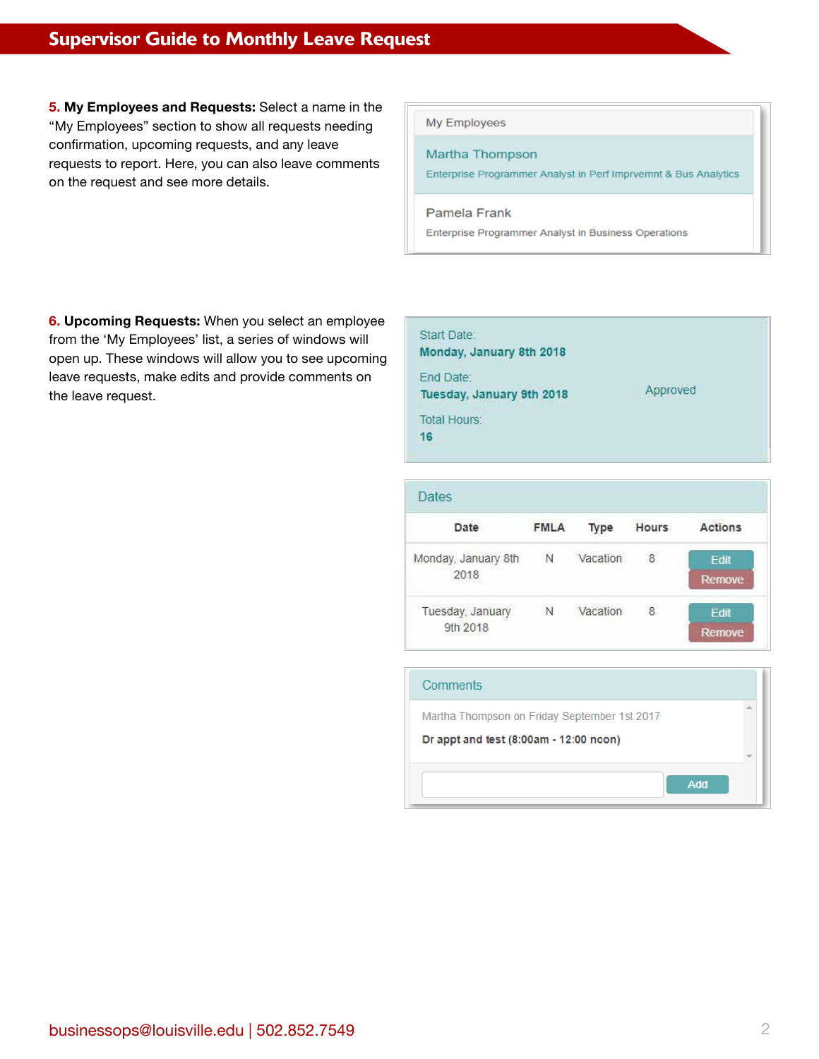## Supervisor Guide to Monthly Leave Request

**5. My Employees and Requests:** Select a name in the "My Employees" section to show all requests needing confirmation, upcoming requests, and any leave requests to report. Here, you can also leave comments on the request and see more details.

My Employees

Martha Thompson
Enterprise Programmer Analyst in Perf Imprvemnt & Bus Analytics

Pamela Frank
Enterprise Programmer Analyst in Business Operations

**6. Upcoming Requests:** When you select an employee from the 'My Employees' list, a series of windows will open up. These windows will allow you to see upcoming leave requests, make edits and provide comments on the leave request.

Start Date:
**Monday, January 8th 2018**

End Date:
**Tuesday, January 9th 2018**

Approved

Total Hours:
**16**

Dates

| Date | FMLA | Type | Hours | Actions |
|---|---|---|---|---|
| Monday, January 8th 2018 | N | Vacation | 8 | Edit Remove |
| Tuesday, January 9th 2018 | N | Vacation | 8 | Edit Remove |

Comments

Martha Thompson on Friday September 1st 2017

**Dr appt and test (8:00am - 12:00 noon)**

Add

businessops@louisville.edu | 502.852.7549